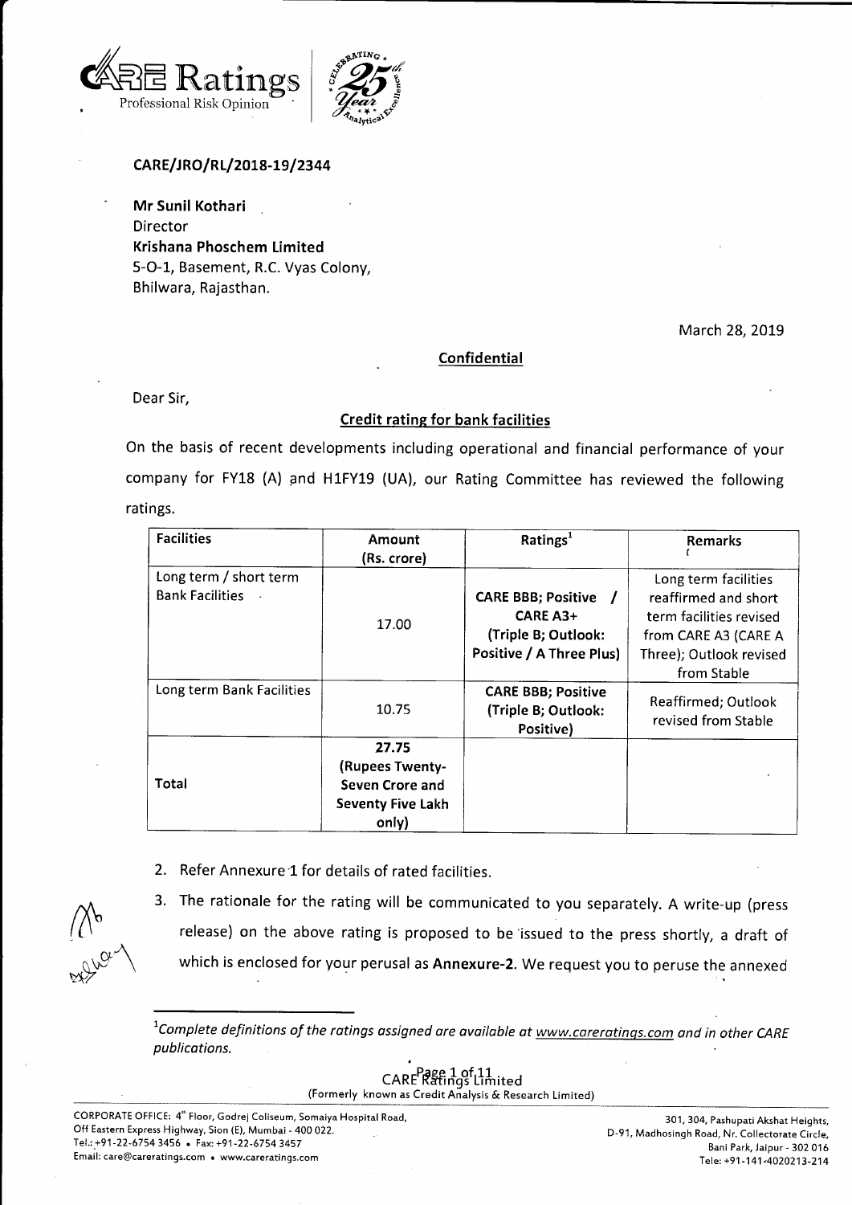**CARE/JRO/RL/2018-19/2344**

**Mr Sunil Kothari**
Director
**Krishana Phoschem Limited**
5-O-1, Basement, R.C. Vyas Colony,
Bhilwara, Rajasthan.

March 28, 2019

**Confidential**

Dear Sir,

**Credit rating for bank facilities**

On the basis of recent developments including operational and financial performance of your company for FY18 (A) and H1FY19 (UA), our Rating Committee has reviewed the following ratings.

| Facilities | Amount (Rs. crore) | Ratings[1] | Remarks |
|---|---|---|---|
| Long term / short term Bank Facilities | 17.00 | **CARE BBB; Positive / CARE A3+ (Triple B; Outlook: Positive / A Three Plus)** | Long term facilities reaffirmed and short term facilities revised from CARE A3 (CARE A Three); Outlook revised from Stable |
| Long term Bank Facilities | 10.75 | **CARE BBB; Positive (Triple B; Outlook: Positive)** | Reaffirmed; Outlook revised from Stable |
| **Total** | **27.75 (Rupees Twenty-Seven Crore and Seventy Five Lakh only)** | | |

2. Refer Annexure 1 for details of rated facilities.

3. The rationale for the rating will be communicated to you separately. A write-up (press release) on the above rating is proposed to be issued to the press shortly, a draft of which is enclosed for your perusal as **Annexure-2**. We request you to peruse the annexed

[1]*Complete definitions of the ratings assigned are available at www.careratings.com and in other CARE publications.*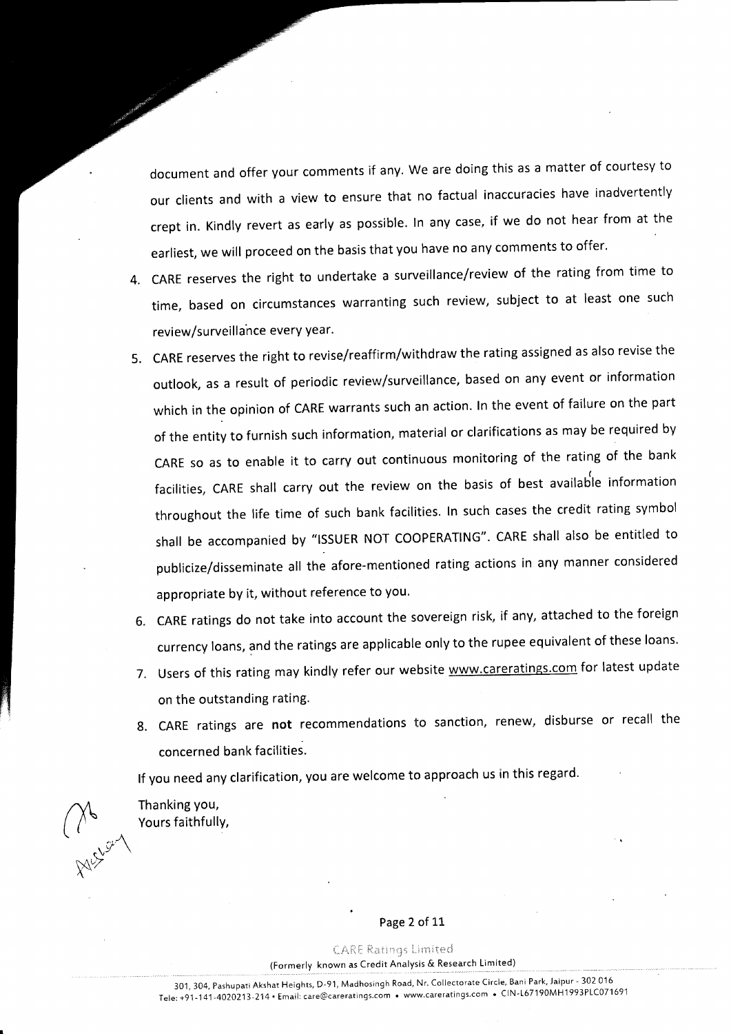document and offer your comments if any. We are doing this as a matter of courtesy to our clients and with a view to ensure that no factual inaccuracies have inadvertently crept in. Kindly revert as early as possible. In any case, if we do not hear from at the earliest, we will proceed on the basis that you have no any comments to offer.

4. CARE reserves the right to undertake a surveillance/review of the rating from time to time, based on circumstances warranting such review, subject to at least one such review/surveillance every year.
5. CARE reserves the right to revise/reaffirm/withdraw the rating assigned as also revise the outlook, as a result of periodic review/surveillance, based on any event or information which in the opinion of CARE warrants such an action. In the event of failure on the part of the entity to furnish such information, material or clarifications as may be required by CARE so as to enable it to carry out continuous monitoring of the rating of the bank facilities, CARE shall carry out the review on the basis of best available information throughout the life time of such bank facilities. In such cases the credit rating symbol shall be accompanied by "ISSUER NOT COOPERATING". CARE shall also be entitled to publicize/disseminate all the afore-mentioned rating actions in any manner considered appropriate by it, without reference to you.
6. CARE ratings do not take into account the sovereign risk, if any, attached to the foreign currency loans, and the ratings are applicable only to the rupee equivalent of these loans.
7. Users of this rating may kindly refer our website www.careratings.com for latest update on the outstanding rating.
8. CARE ratings are **not** recommendations to sanction, renew, disburse or recall the concerned bank facilities.

If you need any clarification, you are welcome to approach us in this regard.

Thanking you,
Yours faithfully,

CARE Ratings Limited
(Formerly known as Credit Analysis & Research Limited)

301, 304, Pashupati Akshat Heights, D-91, Madhosingh Road, Nr. Collectorate Circle, Bani Park, Jaipur - 302 016
Tele: +91-141-4020213-214 • Email: care@careratings.com • www.careratings.com • CIN-L67190MH1993PLC071691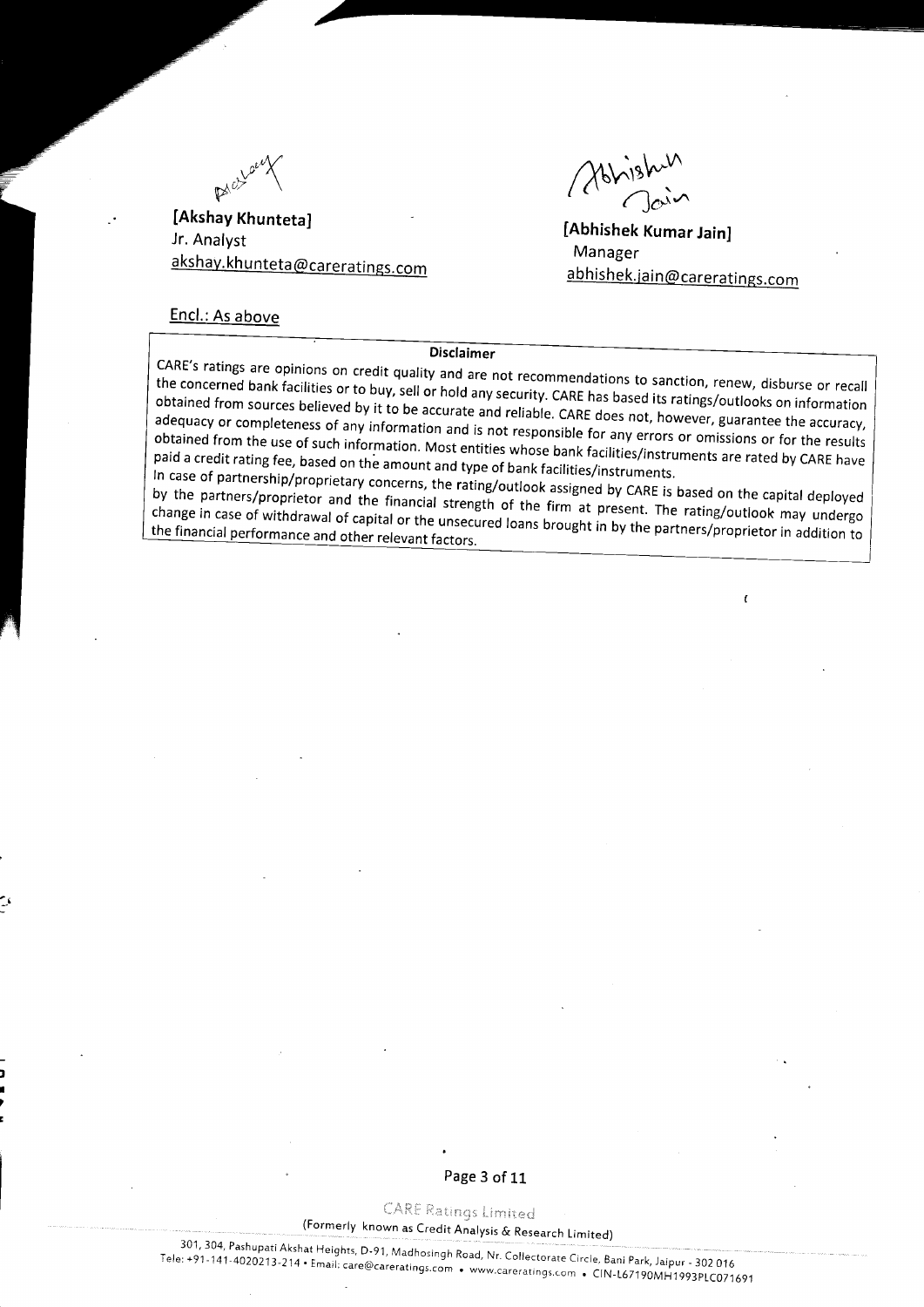[Akshay Khunteta]
Jr. Analyst
akshay.khunteta@careratings.com

[Abhishek Kumar Jain]
Manager
abhishek.jain@careratings.com

Encl.: As above

**Disclaimer**

CARE's ratings are opinions on credit quality and are not recommendations to sanction, renew, disburse or recall the concerned bank facilities or to buy, sell or hold any security. CARE has based its ratings/outlooks on information obtained from sources believed by it to be accurate and reliable. CARE does not, however, guarantee the accuracy, adequacy or completeness of any information and is not responsible for any errors or omissions or for the results obtained from the use of such information. Most entities whose bank facilities/instruments are rated by CARE have paid a credit rating fee, based on the amount and type of bank facilities/instruments.
In case of partnership/proprietary concerns, the rating/outlook assigned by CARE is based on the capital deployed by the partners/proprietor and the financial strength of the firm at present. The rating/outlook may undergo change in case of withdrawal of capital or the unsecured loans brought in by the partners/proprietor in addition to the financial performance and other relevant factors.

CARE Ratings Limited
(Formerly known as Credit Analysis & Research Limited)
301, 304, Pashupati Akshat Heights, D-91, Madhosingh Road, Nr. Collectorate Circle, Bani Park, Jaipur - 302 016
Tele: +91-141-4020213-214 • Email: care@careratings.com • www.careratings.com • CIN-L67190MH1993PLC071691